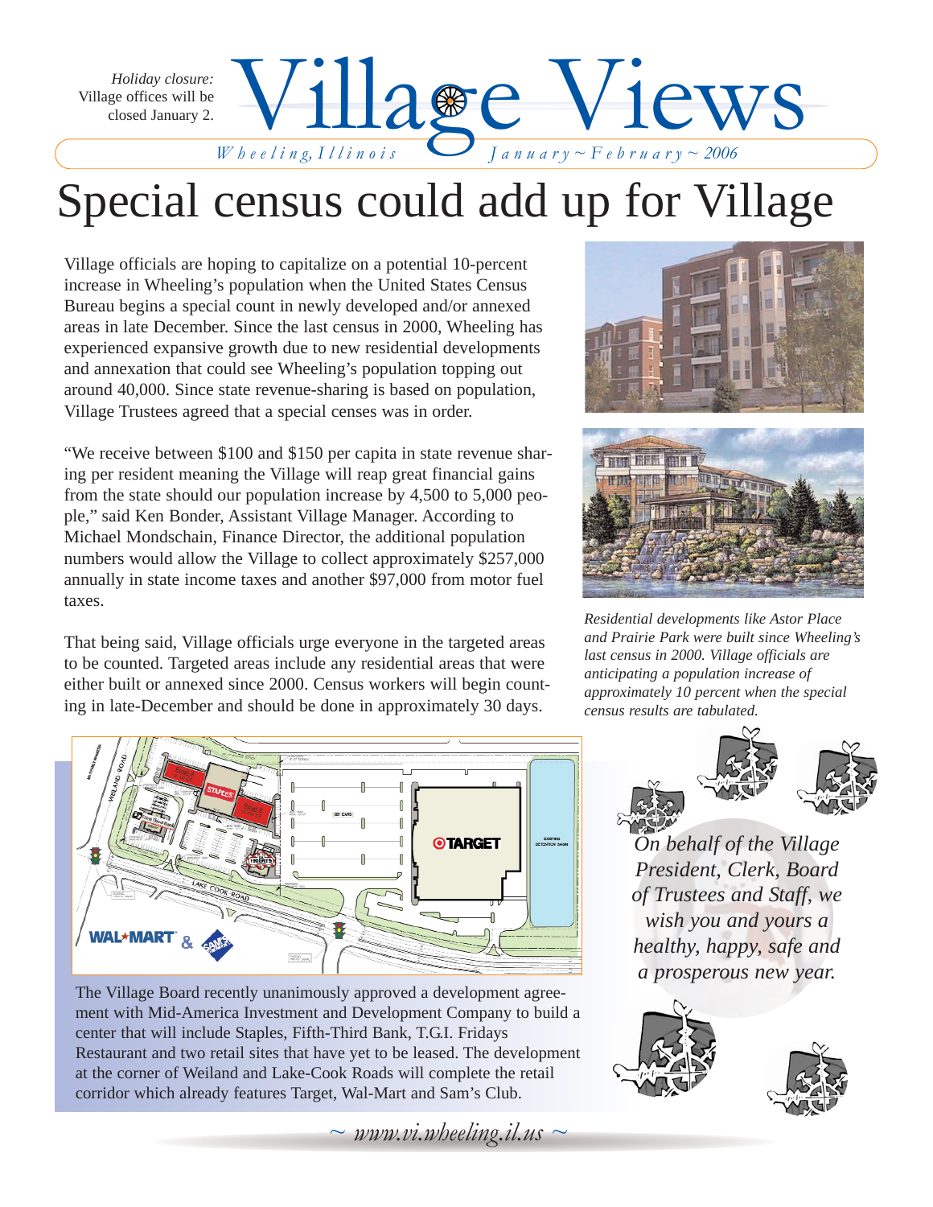*Holiday closure:* Village offices will be closed January 2.

# Village Views

*Wheeling, Illinois* *January ~ February ~ 2006*

# Special census could add up for Village

Village officials are hoping to capitalize on a potential 10-percent increase in Wheeling's population when the United States Census Bureau begins a special count in newly developed and/or annexed areas in late December. Since the last census in 2000, Wheeling has experienced expansive growth due to new residential developments and annexation that could see Wheeling's population topping out around 40,000. Since state revenue-sharing is based on population, Village Trustees agreed that a special censes was in order.

"We receive between $100 and $150 per capita in state revenue sharing per resident meaning the Village will reap great financial gains from the state should our population increase by 4,500 to 5,000 people," said Ken Bonder, Assistant Village Manager. According to Michael Mondschain, Finance Director, the additional population numbers would allow the Village to collect approximately $257,000 annually in state income taxes and another $97,000 from motor fuel taxes.

That being said, Village officials urge everyone in the targeted areas to be counted. Targeted areas include any residential areas that were either built or annexed since 2000. Census workers will begin counting in late-December and should be done in approximately 30 days.

*Residential developments like Astor Place and Prairie Park were built since Wheeling's last census in 2000. Village officials are anticipating a population increase of approximately 10 percent when the special census results are tabulated.*

The Village Board recently unanimously approved a development agreement with Mid-America Investment and Development Company to build a center that will include Staples, Fifth-Third Bank, T.G.I. Fridays Restaurant and two retail sites that have yet to be leased. The development at the corner of Weiland and Lake-Cook Roads will complete the retail corridor which already features Target, Wal-Mart and Sam's Club.

*On behalf of the Village President, Clerk, Board of Trustees and Staff, we wish you and yours a healthy, happy, safe and a prosperous new year.*

*~ www.vi.wheeling.il.us ~*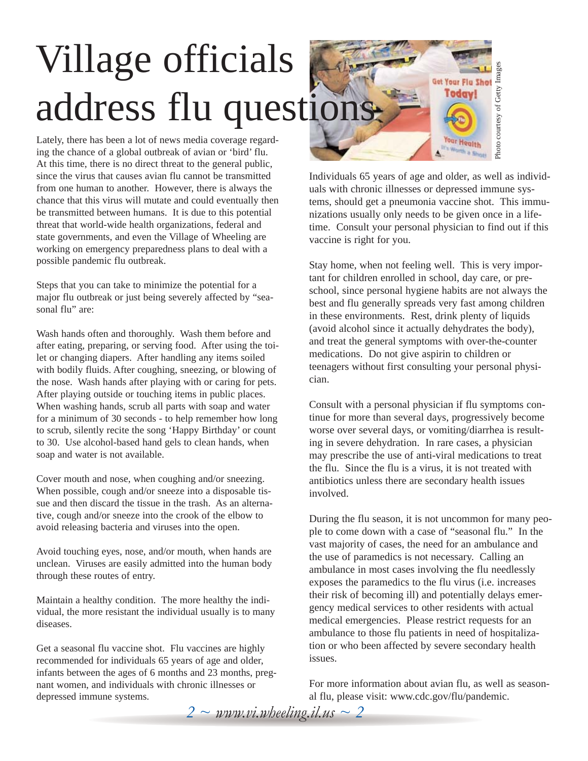# Village officials address flu questions

Lately, there has been a lot of news media coverage regarding the chance of a global outbreak of avian or 'bird' flu. At this time, there is no direct threat to the general public, since the virus that causes avian flu cannot be transmitted from one human to another. However, there is always the chance that this virus will mutate and could eventually then be transmitted between humans. It is due to this potential threat that world-wide health organizations, federal and state governments, and even the Village of Wheeling are working on emergency preparedness plans to deal with a possible pandemic flu outbreak.

Steps that you can take to minimize the potential for a major flu outbreak or just being severely affected by "seasonal flu" are:

Wash hands often and thoroughly. Wash them before and after eating, preparing, or serving food. After using the toilet or changing diapers. After handling any items soiled with bodily fluids. After coughing, sneezing, or blowing of the nose. Wash hands after playing with or caring for pets. After playing outside or touching items in public places. When washing hands, scrub all parts with soap and water for a minimum of 30 seconds - to help remember how long to scrub, silently recite the song 'Happy Birthday' or count to 30. Use alcohol-based hand gels to clean hands, when soap and water is not available.

Cover mouth and nose, when coughing and/or sneezing. When possible, cough and/or sneeze into a disposable tissue and then discard the tissue in the trash. As an alternative, cough and/or sneeze into the crook of the elbow to avoid releasing bacteria and viruses into the open.

Avoid touching eyes, nose, and/or mouth, when hands are unclean. Viruses are easily admitted into the human body through these routes of entry.

Maintain a healthy condition. The more healthy the individual, the more resistant the individual usually is to many diseases.

Get a seasonal flu vaccine shot. Flu vaccines are highly recommended for individuals 65 years of age and older, infants between the ages of 6 months and 23 months, pregnant women, and individuals with chronic illnesses or depressed immune systems.

Photo courtesy of Getty Images

Individuals 65 years of age and older, as well as individuals with chronic illnesses or depressed immune systems, should get a pneumonia vaccine shot. This immunizations usually only needs to be given once in a lifetime. Consult your personal physician to find out if this vaccine is right for you.

Stay home, when not feeling well. This is very important for children enrolled in school, day care, or preschool, since personal hygiene habits are not always the best and flu generally spreads very fast among children in these environments. Rest, drink plenty of liquids (avoid alcohol since it actually dehydrates the body), and treat the general symptoms with over-the-counter medications. Do not give aspirin to children or teenagers without first consulting your personal physician.

Consult with a personal physician if flu symptoms continue for more than several days, progressively become worse over several days, or vomiting/diarrhea is resulting in severe dehydration. In rare cases, a physician may prescribe the use of anti-viral medications to treat the flu. Since the flu is a virus, it is not treated with antibiotics unless there are secondary health issues involved.

During the flu season, it is not uncommon for many people to come down with a case of "seasonal flu." In the vast majority of cases, the need for an ambulance and the use of paramedics is not necessary. Calling an ambulance in most cases involving the flu needlessly exposes the paramedics to the flu virus (i.e. increases their risk of becoming ill) and potentially delays emergency medical services to other residents with actual medical emergencies. Please restrict requests for an ambulance to those flu patients in need of hospitalization or who been affected by severe secondary health issues.

For more information about avian flu, as well as seasonal flu, please visit: www.cdc.gov/flu/pandemic.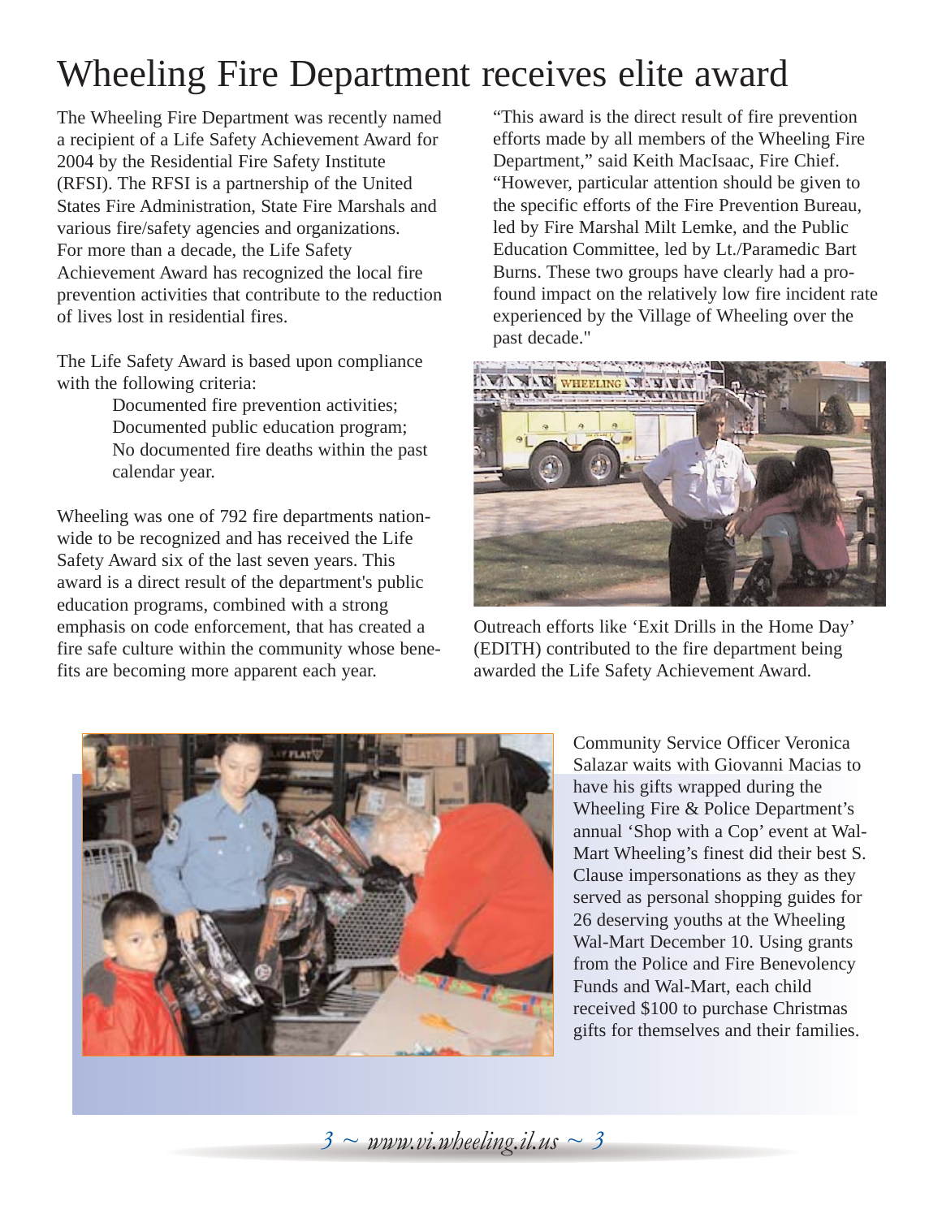# Wheeling Fire Department receives elite award

The Wheeling Fire Department was recently named a recipient of a Life Safety Achievement Award for 2004 by the Residential Fire Safety Institute (RFSI). The RFSI is a partnership of the United States Fire Administration, State Fire Marshals and various fire/safety agencies and organizations. For more than a decade, the Life Safety Achievement Award has recognized the local fire prevention activities that contribute to the reduction of lives lost in residential fires.

The Life Safety Award is based upon compliance with the following criteria:

Documented fire prevention activities;
Documented public education program;
No documented fire deaths within the past calendar year.

Wheeling was one of 792 fire departments nationwide to be recognized and has received the Life Safety Award six of the last seven years. This award is a direct result of the department's public education programs, combined with a strong emphasis on code enforcement, that has created a fire safe culture within the community whose benefits are becoming more apparent each year.

"This award is the direct result of fire prevention efforts made by all members of the Wheeling Fire Department," said Keith MacIsaac, Fire Chief. "However, particular attention should be given to the specific efforts of the Fire Prevention Bureau, led by Fire Marshal Milt Lemke, and the Public Education Committee, led by Lt./Paramedic Bart Burns. These two groups have clearly had a profound impact on the relatively low fire incident rate experienced by the Village of Wheeling over the past decade."

Outreach efforts like 'Exit Drills in the Home Day' (EDITH) contributed to the fire department being awarded the Life Safety Achievement Award.

Community Service Officer Veronica Salazar waits with Giovanni Macias to have his gifts wrapped during the Wheeling Fire & Police Department's annual 'Shop with a Cop' event at Wal-Mart Wheeling's finest did their best S. Clause impersonations as they as they served as personal shopping guides for 26 deserving youths at the Wheeling Wal-Mart December 10. Using grants from the Police and Fire Benevolency Funds and Wal-Mart, each child received $100 to purchase Christmas gifts for themselves and their families.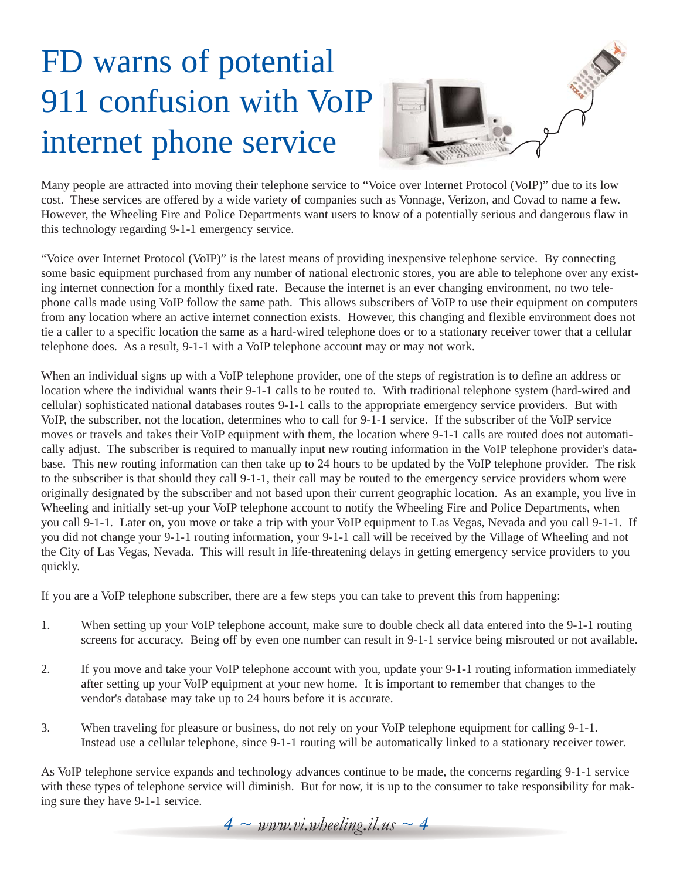# FD warns of potential 911 confusion with VoIP internet phone service

Many people are attracted into moving their telephone service to "Voice over Internet Protocol (VoIP)" due to its low cost. These services are offered by a wide variety of companies such as Vonnage, Verizon, and Covad to name a few. However, the Wheeling Fire and Police Departments want users to know of a potentially serious and dangerous flaw in this technology regarding 9-1-1 emergency service.

"Voice over Internet Protocol (VoIP)" is the latest means of providing inexpensive telephone service. By connecting some basic equipment purchased from any number of national electronic stores, you are able to telephone over any existing internet connection for a monthly fixed rate. Because the internet is an ever changing environment, no two telephone calls made using VoIP follow the same path. This allows subscribers of VoIP to use their equipment on computers from any location where an active internet connection exists. However, this changing and flexible environment does not tie a caller to a specific location the same as a hard-wired telephone does or to a stationary receiver tower that a cellular telephone does. As a result, 9-1-1 with a VoIP telephone account may or may not work.

When an individual signs up with a VoIP telephone provider, one of the steps of registration is to define an address or location where the individual wants their 9-1-1 calls to be routed to. With traditional telephone system (hard-wired and cellular) sophisticated national databases routes 9-1-1 calls to the appropriate emergency service providers. But with VoIP, the subscriber, not the location, determines who to call for 9-1-1 service. If the subscriber of the VoIP service moves or travels and takes their VoIP equipment with them, the location where 9-1-1 calls are routed does not automatically adjust. The subscriber is required to manually input new routing information in the VoIP telephone provider's database. This new routing information can then take up to 24 hours to be updated by the VoIP telephone provider. The risk to the subscriber is that should they call 9-1-1, their call may be routed to the emergency service providers whom were originally designated by the subscriber and not based upon their current geographic location. As an example, you live in Wheeling and initially set-up your VoIP telephone account to notify the Wheeling Fire and Police Departments, when you call 9-1-1. Later on, you move or take a trip with your VoIP equipment to Las Vegas, Nevada and you call 9-1-1. If you did not change your 9-1-1 routing information, your 9-1-1 call will be received by the Village of Wheeling and not the City of Las Vegas, Nevada. This will result in life-threatening delays in getting emergency service providers to you quickly.

If you are a VoIP telephone subscriber, there are a few steps you can take to prevent this from happening:

1. When setting up your VoIP telephone account, make sure to double check all data entered into the 9-1-1 routing screens for accuracy. Being off by even one number can result in 9-1-1 service being misrouted or not available.

2. If you move and take your VoIP telephone account with you, update your 9-1-1 routing information immediately after setting up your VoIP equipment at your new home. It is important to remember that changes to the vendor's database may take up to 24 hours before it is accurate.

3. When traveling for pleasure or business, do not rely on your VoIP telephone equipment for calling 9-1-1. Instead use a cellular telephone, since 9-1-1 routing will be automatically linked to a stationary receiver tower.

As VoIP telephone service expands and technology advances continue to be made, the concerns regarding 9-1-1 service with these types of telephone service will diminish. But for now, it is up to the consumer to take responsibility for making sure they have 9-1-1 service.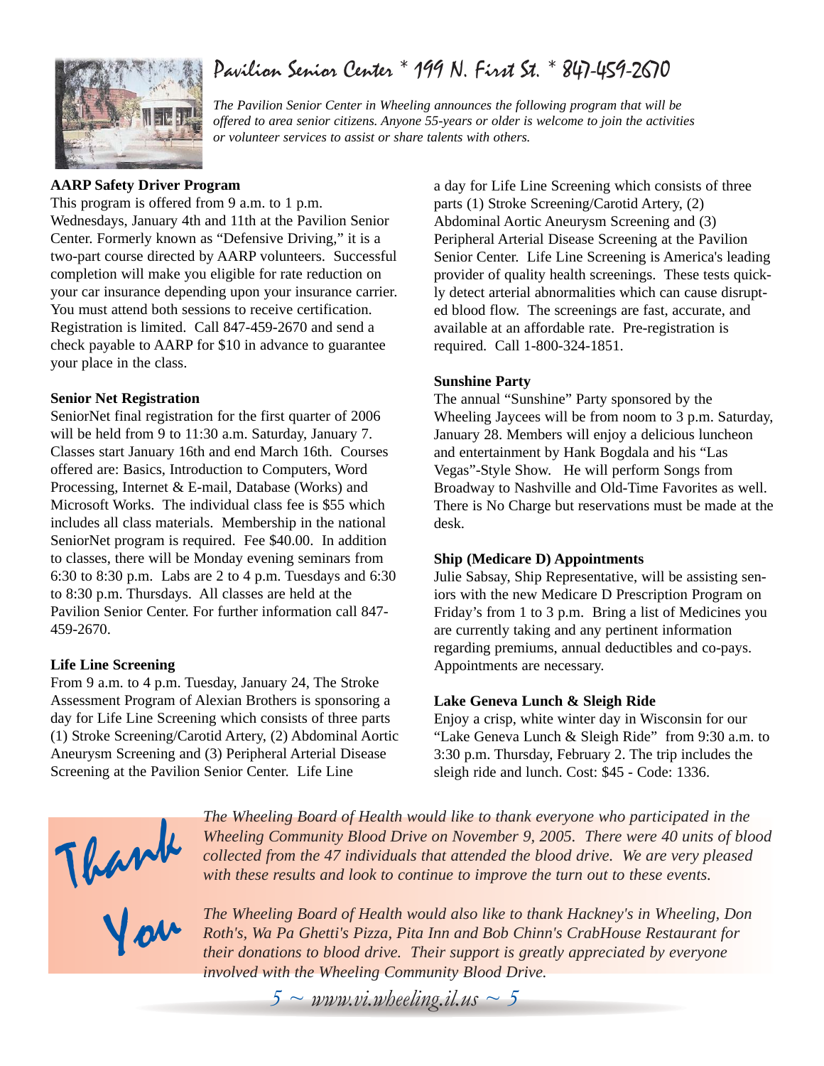# Pavilion Senior Center * 199 N. First St. * 847-459-2670

*The Pavilion Senior Center in Wheeling announces the following program that will be offered to area senior citizens. Anyone 55-years or older is welcome to join the activities or volunteer services to assist or share talents with others.*

**AARP Safety Driver Program**

This program is offered from 9 a.m. to 1 p.m. Wednesdays, January 4th and 11th at the Pavilion Senior Center. Formerly known as "Defensive Driving," it is a two-part course directed by AARP volunteers. Successful completion will make you eligible for rate reduction on your car insurance depending upon your insurance carrier. You must attend both sessions to receive certification. Registration is limited. Call 847-459-2670 and send a check payable to AARP for $10 in advance to guarantee your place in the class.

**Senior Net Registration**

SeniorNet final registration for the first quarter of 2006 will be held from 9 to 11:30 a.m. Saturday, January 7. Classes start January 16th and end March 16th. Courses offered are: Basics, Introduction to Computers, Word Processing, Internet & E-mail, Database (Works) and Microsoft Works. The individual class fee is $55 which includes all class materials. Membership in the national SeniorNet program is required. Fee $40.00. In addition to classes, there will be Monday evening seminars from 6:30 to 8:30 p.m. Labs are 2 to 4 p.m. Tuesdays and 6:30 to 8:30 p.m. Thursdays. All classes are held at the Pavilion Senior Center. For further information call 847-459-2670.

**Life Line Screening**

From 9 a.m. to 4 p.m. Tuesday, January 24, The Stroke Assessment Program of Alexian Brothers is sponsoring a day for Life Line Screening which consists of three parts (1) Stroke Screening/Carotid Artery, (2) Abdominal Aortic Aneurysm Screening and (3) Peripheral Arterial Disease Screening at the Pavilion Senior Center. Life Line a day for Life Line Screening which consists of three parts (1) Stroke Screening/Carotid Artery, (2) Abdominal Aortic Aneurysm Screening and (3) Peripheral Arterial Disease Screening at the Pavilion Senior Center. Life Line Screening is America's leading provider of quality health screenings. These tests quickly detect arterial abnormalities which can cause disrupted blood flow. The screenings are fast, accurate, and available at an affordable rate. Pre-registration is required. Call 1-800-324-1851.

**Sunshine Party**

The annual "Sunshine" Party sponsored by the Wheeling Jaycees will be from noom to 3 p.m. Saturday, January 28. Members will enjoy a delicious luncheon and entertainment by Hank Bogdala and his "Las Vegas"-Style Show. He will perform Songs from Broadway to Nashville and Old-Time Favorites as well. There is No Charge but reservations must be made at the desk.

**Ship (Medicare D) Appointments**

Julie Sabsay, Ship Representative, will be assisting seniors with the new Medicare D Prescription Program on Friday's from 1 to 3 p.m. Bring a list of Medicines you are currently taking and any pertinent information regarding premiums, annual deductibles and co-pays. Appointments are necessary.

**Lake Geneva Lunch & Sleigh Ride**

Enjoy a crisp, white winter day in Wisconsin for our "Lake Geneva Lunch & Sleigh Ride" from 9:30 a.m. to 3:30 p.m. Thursday, February 2. The trip includes the sleigh ride and lunch. Cost: $45 - Code: 1336.

## Thank You

*The Wheeling Board of Health would like to thank everyone who participated in the Wheeling Community Blood Drive on November 9, 2005. There were 40 units of blood collected from the 47 individuals that attended the blood drive. We are very pleased with these results and look to continue to improve the turn out to these events.*

*The Wheeling Board of Health would also like to thank Hackney's in Wheeling, Don Roth's, Wa Pa Ghetti's Pizza, Pita Inn and Bob Chinn's CrabHouse Restaurant for their donations to blood drive. Their support is greatly appreciated by everyone involved with the Wheeling Community Blood Drive.*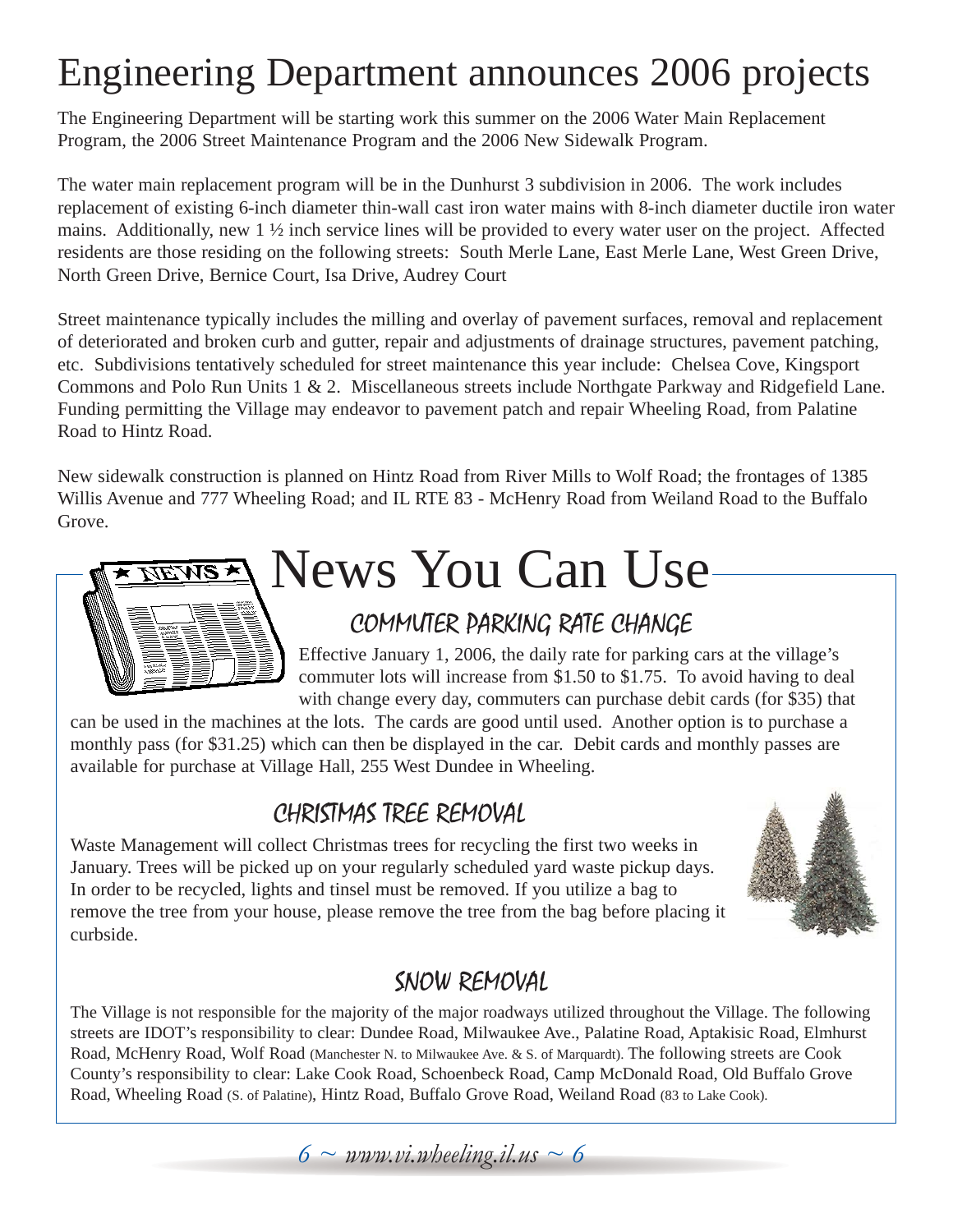# Engineering Department announces 2006 projects

The Engineering Department will be starting work this summer on the 2006 Water Main Replacement Program, the 2006 Street Maintenance Program and the 2006 New Sidewalk Program.

The water main replacement program will be in the Dunhurst 3 subdivision in 2006. The work includes replacement of existing 6-inch diameter thin-wall cast iron water mains with 8-inch diameter ductile iron water mains. Additionally, new 1 ½ inch service lines will be provided to every water user on the project. Affected residents are those residing on the following streets: South Merle Lane, East Merle Lane, West Green Drive, North Green Drive, Bernice Court, Isa Drive, Audrey Court

Street maintenance typically includes the milling and overlay of pavement surfaces, removal and replacement of deteriorated and broken curb and gutter, repair and adjustments of drainage structures, pavement patching, etc. Subdivisions tentatively scheduled for street maintenance this year include: Chelsea Cove, Kingsport Commons and Polo Run Units 1 & 2. Miscellaneous streets include Northgate Parkway and Ridgefield Lane. Funding permitting the Village may endeavor to pavement patch and repair Wheeling Road, from Palatine Road to Hintz Road.

New sidewalk construction is planned on Hintz Road from River Mills to Wolf Road; the frontages of 1385 Willis Avenue and 777 Wheeling Road; and IL RTE 83 - McHenry Road from Weiland Road to the Buffalo Grove.

# News You Can Use

## COMMUTER PARKING RATE CHANGE

Effective January 1, 2006, the daily rate for parking cars at the village's commuter lots will increase from $1.50 to $1.75. To avoid having to deal with change every day, commuters can purchase debit cards (for $35) that can be used in the machines at the lots. The cards are good until used. Another option is to purchase a monthly pass (for $31.25) which can then be displayed in the car. Debit cards and monthly passes are available for purchase at Village Hall, 255 West Dundee in Wheeling.

## CHRISTMAS TREE REMOVAL

Waste Management will collect Christmas trees for recycling the first two weeks in January. Trees will be picked up on your regularly scheduled yard waste pickup days. In order to be recycled, lights and tinsel must be removed. If you utilize a bag to remove the tree from your house, please remove the tree from the bag before placing it curbside.

## SNOW REMOVAL

The Village is not responsible for the majority of the major roadways utilized throughout the Village. The following streets are IDOT's responsibility to clear: Dundee Road, Milwaukee Ave., Palatine Road, Aptakisic Road, Elmhurst Road, McHenry Road, Wolf Road (Manchester N. to Milwaukee Ave. & S. of Marquardt). The following streets are Cook County's responsibility to clear: Lake Cook Road, Schoenbeck Road, Camp McDonald Road, Old Buffalo Grove Road, Wheeling Road (S. of Palatine), Hintz Road, Buffalo Grove Road, Weiland Road (83 to Lake Cook).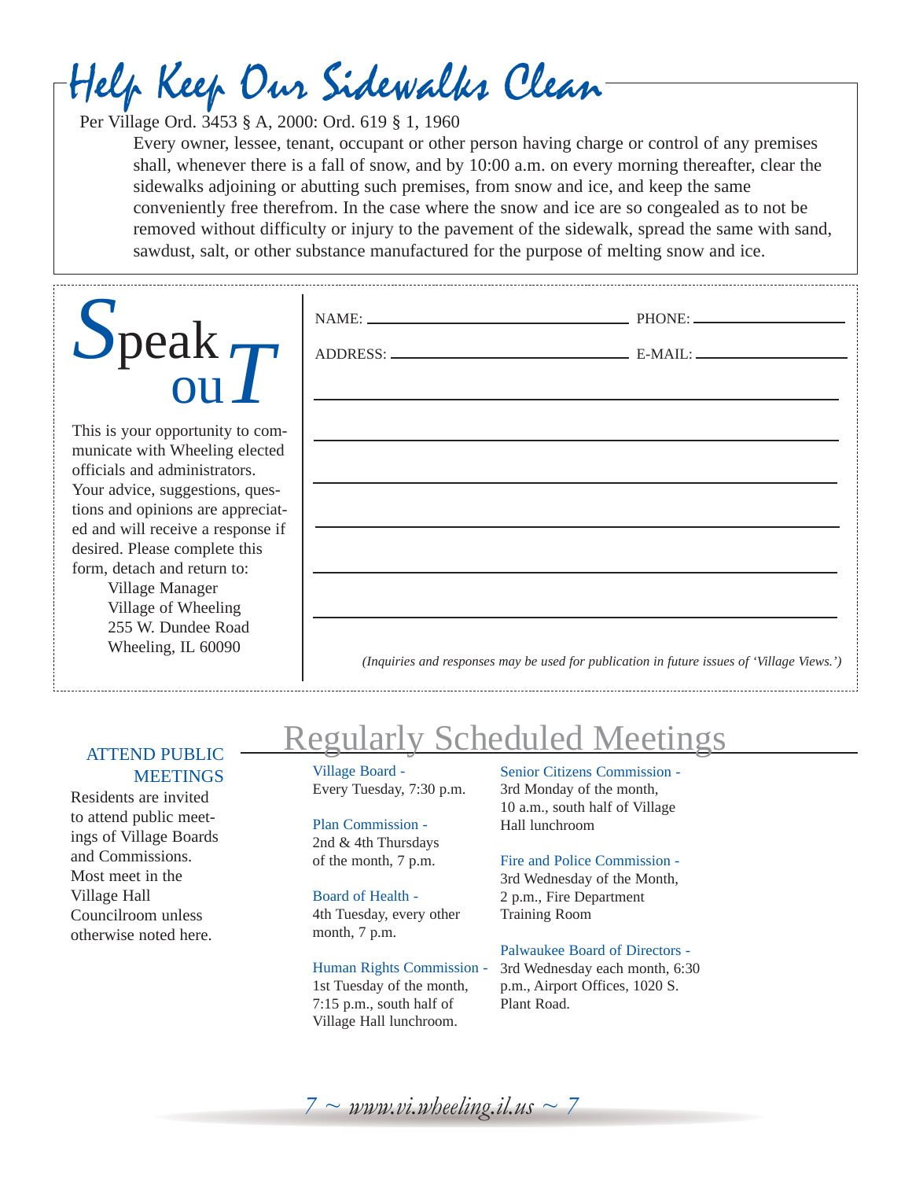# Help Keep Our Sidewalks Clean

Per Village Ord. 3453 § A, 2000: Ord. 619 § 1, 1960

Every owner, lessee, tenant, occupant or other person having charge or control of any premises shall, whenever there is a fall of snow, and by 10:00 a.m. on every morning thereafter, clear the sidewalks adjoining or abutting such premises, from snow and ice, and keep the same conveniently free therefrom. In the case where the snow and ice are so congealed as to not be removed without difficulty or injury to the pavement of the sidewalk, spread the same with sand, sawdust, salt, or other substance manufactured for the purpose of melting snow and ice.

# Speak ouT

This is your opportunity to communicate with Wheeling elected officials and administrators. Your advice, suggestions, questions and opinions are appreciated and will receive a response if desired. Please complete this form, detach and return to:

Village Manager
Village of Wheeling
255 W. Dundee Road
Wheeling, IL 60090

NAME: ______________________ PHONE: ______________

ADDRESS: ____________________ E-MAIL: ______________

______________________________________________

______________________________________________

______________________________________________

______________________________________________

______________________________________________

______________________________________________

*(Inquiries and responses may be used for publication in future issues of 'Village Views.')*

## ATTEND PUBLIC MEETINGS

Residents are invited to attend public meetings of Village Boards and Commissions. Most meet in the Village Hall Councilroom unless otherwise noted here.

# Regularly Scheduled Meetings

**Village Board -**
Every Tuesday, 7:30 p.m.

**Plan Commission -**
2nd & 4th Thursdays of the month, 7 p.m.

**Board of Health -**
4th Tuesday, every other month, 7 p.m.

**Human Rights Commission -**
1st Tuesday of the month, 7:15 p.m., south half of Village Hall lunchroom.

**Senior Citizens Commission -**
3rd Monday of the month, 10 a.m., south half of Village Hall lunchroom

**Fire and Police Commission -**
3rd Wednesday of the Month, 2 p.m., Fire Department Training Room

**Palwaukee Board of Directors -**
3rd Wednesday each month, 6:30 p.m., Airport Offices, 1020 S. Plant Road.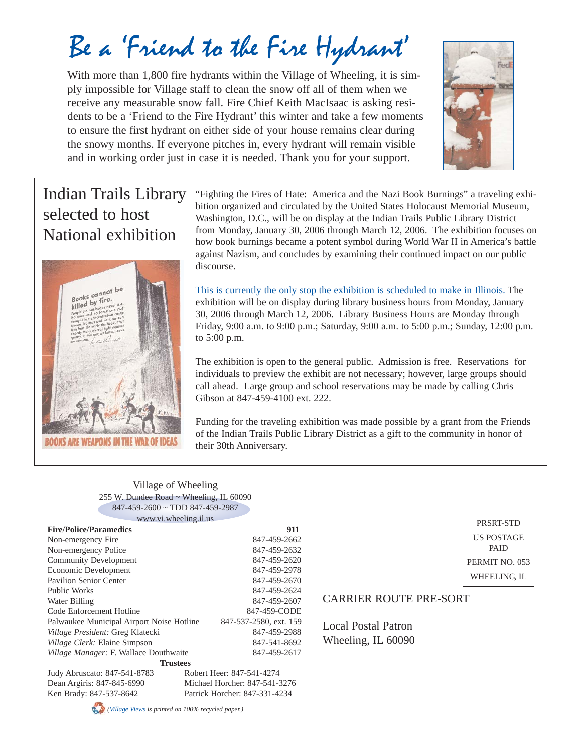# Be a 'Friend to the Fire Hydrant'

With more than 1,800 fire hydrants within the Village of Wheeling, it is simply impossible for Village staff to clean the snow off all of them when we receive any measurable snow fall. Fire Chief Keith MacIsaac is asking residents to be a 'Friend to the Fire Hydrant' this winter and take a few moments to ensure the first hydrant on either side of your house remains clear during the snowy months. If everyone pitches in, every hydrant will remain visible and in working order just in case it is needed. Thank you for your support.

## Indian Trails Library selected to host National exhibition

"Fighting the Fires of Hate: America and the Nazi Book Burnings" a traveling exhibition organized and circulated by the United States Holocaust Memorial Museum, Washington, D.C., will be on display at the Indian Trails Public Library District from Monday, January 30, 2006 through March 12, 2006. The exhibition focuses on how book burnings became a potent symbol during World War II in America's battle against Nazism, and concludes by examining their continued impact on our public discourse.

This is currently the only stop the exhibition is scheduled to make in Illinois. The exhibition will be on display during library business hours from Monday, January 30, 2006 through March 12, 2006. Library Business Hours are Monday through Friday, 9:00 a.m. to 9:00 p.m.; Saturday, 9:00 a.m. to 5:00 p.m.; Sunday, 12:00 p.m. to 5:00 p.m.

The exhibition is open to the general public. Admission is free. Reservations for individuals to preview the exhibit are not necessary; however, large groups should call ahead. Large group and school reservations may be made by calling Chris Gibson at 847-459-4100 ext. 222.

Funding for the traveling exhibition was made possible by a grant from the Friends of the Indian Trails Public Library District as a gift to the community in honor of their 30th Anniversary.

Village of Wheeling
255 W. Dundee Road ~ Wheeling, IL 60090
847-459-2600 ~ TDD 847-459-2987
www.vi.wheeling.il.us

| | |
|---|---|
| **Fire/Police/Paramedics** | **911** |
| Non-emergency Fire | 847-459-2662 |
| Non-emergency Police | 847-459-2632 |
| Community Development | 847-459-2620 |
| Economic Development | 847-459-2978 |
| Pavilion Senior Center | 847-459-2670 |
| Public Works | 847-459-2624 |
| Water Billing | 847-459-2607 |
| Code Enforcement Hotline | 847-459-CODE |
| Palwaukee Municipal Airport Noise Hotline | 847-537-2580, ext. 159 |
| *Village President:* Greg Klatecki | 847-459-2988 |
| *Village Clerk:* Elaine Simpson | 847-541-8692 |
| *Village Manager:* F. Wallace Douthwaite | 847-459-2617 |

**Trustees**

| | |
|---|---|
| Judy Abruscato: 847-541-8783 | Robert Heer: 847-541-4274 |
| Dean Argiris: 847-845-6990 | Michael Horcher: 847-541-3276 |
| Ken Brady: 847-537-8642 | Patrick Horcher: 847-331-4234 |

*(Village Views is printed on 100% recycled paper.)*

PRSRT-STD
US POSTAGE
PAID
PERMIT NO. 053
WHEELING, IL

CARRIER ROUTE PRE-SORT

Local Postal Patron
Wheeling, IL 60090